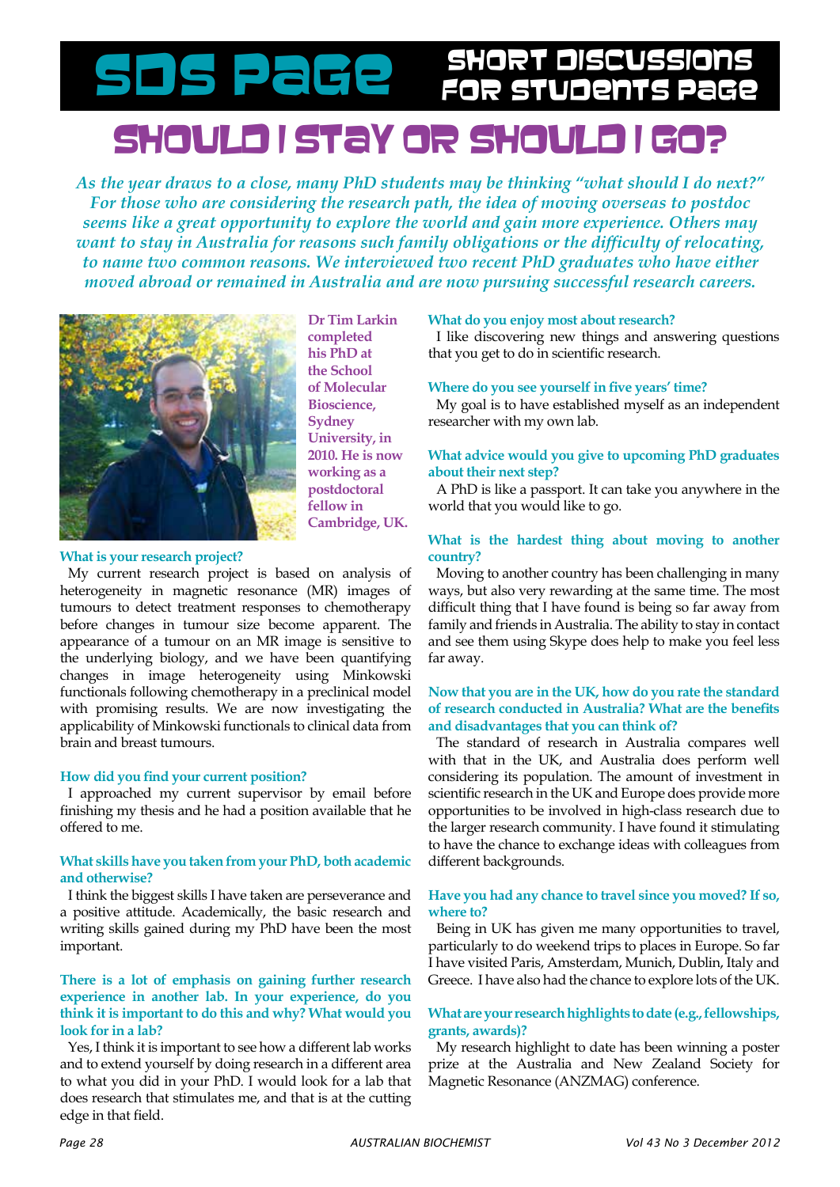# SDS Page

## Short Discussions for Students Page

# Should I Stay or Should I Go?

*As the year draws to a close, many PhD students may be thinking "what should I do next?" For those who are considering the research path, the idea of moving overseas to postdoc seems like a great opportunity to explore the world and gain more experience. Others may want to stay in Australia for reasons such family obligations or the difficulty of relocating, to name two common reasons. We interviewed two recent PhD graduates who have either moved abroad or remained in Australia and are now pursuing successful research careers.*

**Dr Tim Larkin completed his PhD at the School of Molecular Bioscience, Sydney University, in 2010. He is now working as a postdoctoral fellow in Cambridge, UK.**

**What is your research project?**

My current research project is based on analysis of heterogeneity in magnetic resonance (MR) images of tumours to detect treatment responses to chemotherapy before changes in tumour size become apparent. The appearance of a tumour on an MR image is sensitive to the underlying biology, and we have been quantifying changes in image heterogeneity using Minkowski functionals following chemotherapy in a preclinical model with promising results. We are now investigating the applicability of Minkowski functionals to clinical data from brain and breast tumours.

**How did you find your current position?**

I approached my current supervisor by email before finishing my thesis and he had a position available that he offered to me.

**What skills have you taken from your PhD, both academic and otherwise?**

I think the biggest skills I have taken are perseverance and a positive attitude. Academically, the basic research and writing skills gained during my PhD have been the most important.

**There is a lot of emphasis on gaining further research experience in another lab. In your experience, do you think it is important to do this and why? What would you look for in a lab?**

Yes, I think it is important to see how a different lab works and to extend yourself by doing research in a different area to what you did in your PhD. I would look for a lab that does research that stimulates me, and that is at the cutting edge in that field.

**What do you enjoy most about research?**

I like discovering new things and answering questions that you get to do in scientific research.

**Where do you see yourself in five years' time?**

My goal is to have established myself as an independent researcher with my own lab.

**What advice would you give to upcoming PhD graduates about their next step?**

A PhD is like a passport. It can take you anywhere in the world that you would like to go.

**What is the hardest thing about moving to another country?**

Moving to another country has been challenging in many ways, but also very rewarding at the same time. The most difficult thing that I have found is being so far away from family and friends in Australia. The ability to stay in contact and see them using Skype does help to make you feel less far away.

**Now that you are in the UK, how do you rate the standard of research conducted in Australia? What are the benefits and disadvantages that you can think of?**

The standard of research in Australia compares well with that in the UK, and Australia does perform well considering its population. The amount of investment in scientific research in the UK and Europe does provide more opportunities to be involved in high-class research due to the larger research community. I have found it stimulating to have the chance to exchange ideas with colleagues from different backgrounds.

**Have you had any chance to travel since you moved? If so, where to?**

Being in UK has given me many opportunities to travel, particularly to do weekend trips to places in Europe. So far I have visited Paris, Amsterdam, Munich, Dublin, Italy and Greece. I have also had the chance to explore lots of the UK.

**What are your research highlights to date (e.g., fellowships, grants, awards)?**

My research highlight to date has been winning a poster prize at the Australia and New Zealand Society for Magnetic Resonance (ANZMAG) conference.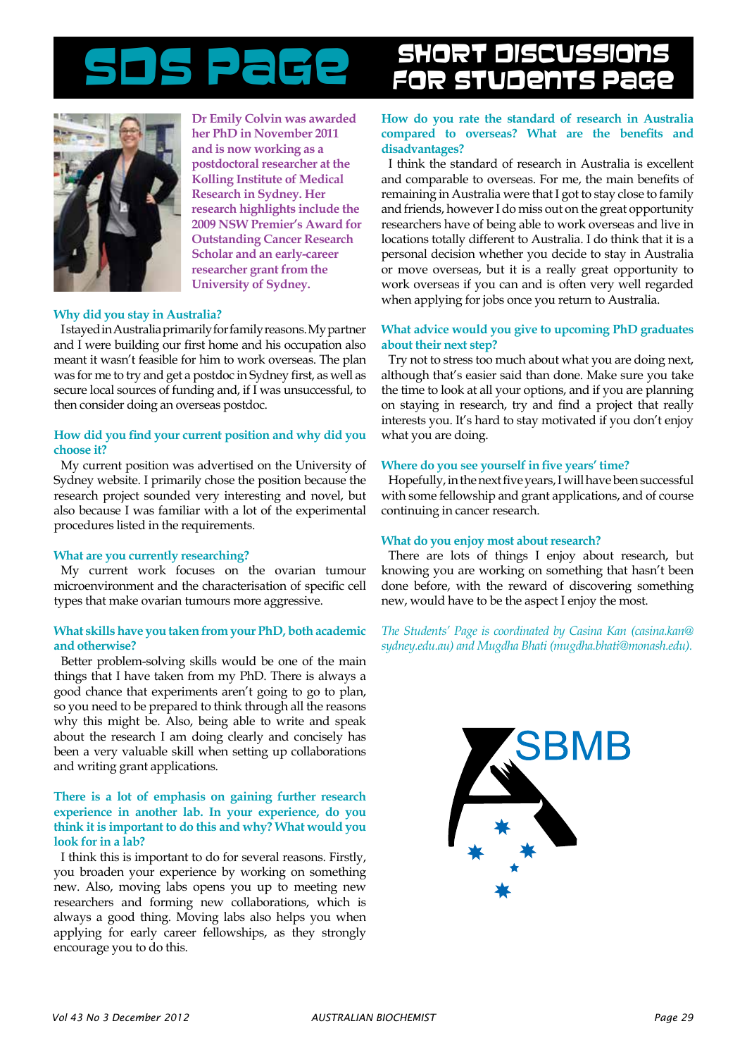# SDS Page

## Short Discussions for Students Page

**Dr Emily Colvin was awarded her PhD in November 2011 and is now working as a postdoctoral researcher at the Kolling Institute of Medical Research in Sydney. Her research highlights include the 2009 NSW Premier's Award for Outstanding Cancer Research Scholar and an early-career researcher grant from the University of Sydney.**

### Why did you stay in Australia?

I stayed in Australia primarily for family reasons. My partner and I were building our first home and his occupation also meant it wasn't feasible for him to work overseas. The plan was for me to try and get a postdoc in Sydney first, as well as secure local sources of funding and, if I was unsuccessful, to then consider doing an overseas postdoc.

### How did you find your current position and why did you choose it?

My current position was advertised on the University of Sydney website. I primarily chose the position because the research project sounded very interesting and novel, but also because I was familiar with a lot of the experimental procedures listed in the requirements.

### What are you currently researching?

My current work focuses on the ovarian tumour microenvironment and the characterisation of specific cell types that make ovarian tumours more aggressive.

### What skills have you taken from your PhD, both academic and otherwise?

Better problem-solving skills would be one of the main things that I have taken from my PhD. There is always a good chance that experiments aren't going to go to plan, so you need to be prepared to think through all the reasons why this might be. Also, being able to write and speak about the research I am doing clearly and concisely has been a very valuable skill when setting up collaborations and writing grant applications.

### There is a lot of emphasis on gaining further research experience in another lab. In your experience, do you think it is important to do this and why? What would you look for in a lab?

I think this is important to do for several reasons. Firstly, you broaden your experience by working on something new. Also, moving labs opens you up to meeting new researchers and forming new collaborations, which is always a good thing. Moving labs also helps you when applying for early career fellowships, as they strongly encourage you to do this.

### How do you rate the standard of research in Australia compared to overseas? What are the benefits and disadvantages?

I think the standard of research in Australia is excellent and comparable to overseas. For me, the main benefits of remaining in Australia were that I got to stay close to family and friends, however I do miss out on the great opportunity researchers have of being able to work overseas and live in locations totally different to Australia. I do think that it is a personal decision whether you decide to stay in Australia or move overseas, but it is a really great opportunity to work overseas if you can and is often very well regarded when applying for jobs once you return to Australia.

### What advice would you give to upcoming PhD graduates about their next step?

Try not to stress too much about what you are doing next, although that's easier said than done. Make sure you take the time to look at all your options, and if you are planning on staying in research, try and find a project that really interests you. It's hard to stay motivated if you don't enjoy what you are doing.

### Where do you see yourself in five years' time?

Hopefully, in the next five years, I will have been successful with some fellowship and grant applications, and of course continuing in cancer research.

### What do you enjoy most about research?

There are lots of things I enjoy about research, but knowing you are working on something that hasn't been done before, with the reward of discovering something new, would have to be the aspect I enjoy the most.

*The Students' Page is coordinated by Casina Kan (casina.kan@sydney.edu.au) and Mugdha Bhati (mugdha.bhati@monash.edu).*

ASBMB